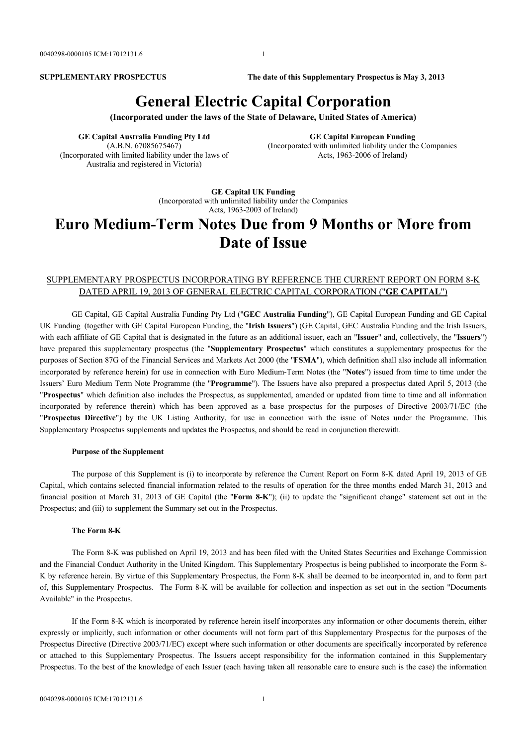**SUPPLEMENTARY PROSPECTUS** **The date of this Supplementary Prospectus is May 3, 2013**

# General Electric Capital Corporation

**(Incorporated under the laws of the State of Delaware, United States of America)**

**GE Capital Australia Funding Pty Ltd**
(A.B.N. 67085675467)
(Incorporated with limited liability under the laws of Australia and registered in Victoria)

**GE Capital European Funding**
(Incorporated with unlimited liability under the Companies Acts, 1963-2006 of Ireland)

**GE Capital UK Funding**
(Incorporated with unlimited liability under the Companies Acts, 1963-2003 of Ireland)

# Euro Medium-Term Notes Due from 9 Months or More from Date of Issue

SUPPLEMENTARY PROSPECTUS INCORPORATING BY REFERENCE THE CURRENT REPORT ON FORM 8-K DATED APRIL 19, 2013 OF GENERAL ELECTRIC CAPITAL CORPORATION ("**GE CAPITAL**")

GE Capital, GE Capital Australia Funding Pty Ltd ("**GEC Australia Funding**"), GE Capital European Funding and GE Capital UK Funding (together with GE Capital European Funding, the "**Irish Issuers**") (GE Capital, GEC Australia Funding and the Irish Issuers, with each affiliate of GE Capital that is designated in the future as an additional issuer, each an "**Issuer**" and, collectively, the "**Issuers**") have prepared this supplementary prospectus (the "**Supplementary Prospectus**" which constitutes a supplementary prospectus for the purposes of Section 87G of the Financial Services and Markets Act 2000 (the "**FSMA**"), which definition shall also include all information incorporated by reference herein) for use in connection with Euro Medium-Term Notes (the "**Notes**") issued from time to time under the Issuers' Euro Medium Term Note Programme (the "**Programme**"). The Issuers have also prepared a prospectus dated April 5, 2013 (the "**Prospectus**" which definition also includes the Prospectus, as supplemented, amended or updated from time to time and all information incorporated by reference therein) which has been approved as a base prospectus for the purposes of Directive 2003/71/EC (the "**Prospectus Directive**") by the UK Listing Authority, for use in connection with the issue of Notes under the Programme. This Supplementary Prospectus supplements and updates the Prospectus, and should be read in conjunction therewith.

#### Purpose of the Supplement

The purpose of this Supplement is (i) to incorporate by reference the Current Report on Form 8-K dated April 19, 2013 of GE Capital, which contains selected financial information related to the results of operation for the three months ended March 31, 2013 and financial position at March 31, 2013 of GE Capital (the "**Form 8-K**"); (ii) to update the "significant change" statement set out in the Prospectus; and (iii) to supplement the Summary set out in the Prospectus.

#### The Form 8-K

The Form 8-K was published on April 19, 2013 and has been filed with the United States Securities and Exchange Commission and the Financial Conduct Authority in the United Kingdom. This Supplementary Prospectus is being published to incorporate the Form 8-K by reference herein. By virtue of this Supplementary Prospectus, the Form 8-K shall be deemed to be incorporated in, and to form part of, this Supplementary Prospectus. The Form 8-K will be available for collection and inspection as set out in the section "Documents Available" in the Prospectus.

If the Form 8-K which is incorporated by reference herein itself incorporates any information or other documents therein, either expressly or implicitly, such information or other documents will not form part of this Supplementary Prospectus for the purposes of the Prospectus Directive (Directive 2003/71/EC) except where such information or other documents are specifically incorporated by reference or attached to this Supplementary Prospectus. The Issuers accept responsibility for the information contained in this Supplementary Prospectus. To the best of the knowledge of each Issuer (each having taken all reasonable care to ensure such is the case) the information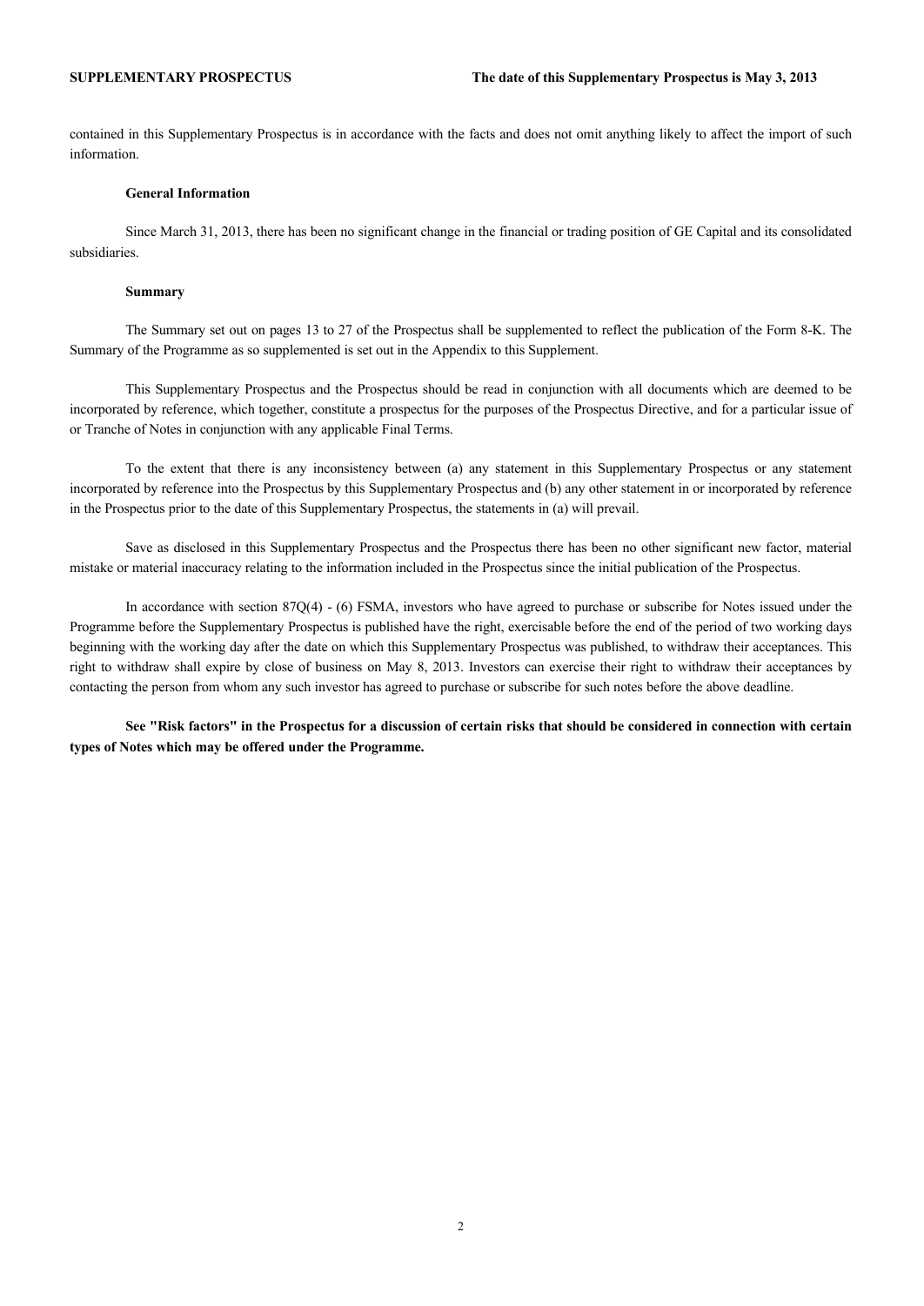contained in this Supplementary Prospectus is in accordance with the facts and does not omit anything likely to affect the import of such information.

**General Information**

Since March 31, 2013, there has been no significant change in the financial or trading position of GE Capital and its consolidated subsidiaries.

**Summary**

The Summary set out on pages 13 to 27 of the Prospectus shall be supplemented to reflect the publication of the Form 8-K. The Summary of the Programme as so supplemented is set out in the Appendix to this Supplement.

This Supplementary Prospectus and the Prospectus should be read in conjunction with all documents which are deemed to be incorporated by reference, which together, constitute a prospectus for the purposes of the Prospectus Directive, and for a particular issue of or Tranche of Notes in conjunction with any applicable Final Terms.

To the extent that there is any inconsistency between (a) any statement in this Supplementary Prospectus or any statement incorporated by reference into the Prospectus by this Supplementary Prospectus and (b) any other statement in or incorporated by reference in the Prospectus prior to the date of this Supplementary Prospectus, the statements in (a) will prevail.

Save as disclosed in this Supplementary Prospectus and the Prospectus there has been no other significant new factor, material mistake or material inaccuracy relating to the information included in the Prospectus since the initial publication of the Prospectus.

In accordance with section 87Q(4) - (6) FSMA, investors who have agreed to purchase or subscribe for Notes issued under the Programme before the Supplementary Prospectus is published have the right, exercisable before the end of the period of two working days beginning with the working day after the date on which this Supplementary Prospectus was published, to withdraw their acceptances. This right to withdraw shall expire by close of business on May 8, 2013. Investors can exercise their right to withdraw their acceptances by contacting the person from whom any such investor has agreed to purchase or subscribe for such notes before the above deadline.

**See "Risk factors" in the Prospectus for a discussion of certain risks that should be considered in connection with certain types of Notes which may be offered under the Programme.**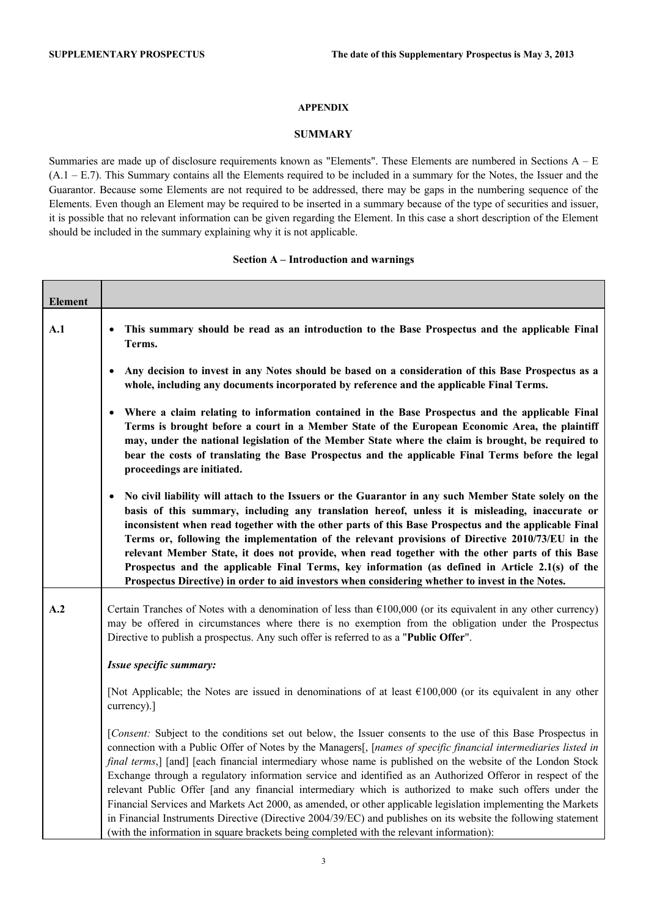## APPENDIX

## SUMMARY

Summaries are made up of disclosure requirements known as "Elements". These Elements are numbered in Sections A – E (A.1 – E.7). This Summary contains all the Elements required to be included in a summary for the Notes, the Issuer and the Guarantor. Because some Elements are not required to be addressed, there may be gaps in the numbering sequence of the Elements. Even though an Element may be required to be inserted in a summary because of the type of securities and issuer, it is possible that no relevant information can be given regarding the Element. In this case a short description of the Element should be included in the summary explaining why it is not applicable.

### Section A – Introduction and warnings

| Element | |
|---|---|
| A.1 | • **This summary should be read as an introduction to the Base Prospectus and the applicable Final Terms.**<br><br>• **Any decision to invest in any Notes should be based on a consideration of this Base Prospectus as a whole, including any documents incorporated by reference and the applicable Final Terms.**<br><br>• **Where a claim relating to information contained in the Base Prospectus and the applicable Final Terms is brought before a court in a Member State of the European Economic Area, the plaintiff may, under the national legislation of the Member State where the claim is brought, be required to bear the costs of translating the Base Prospectus and the applicable Final Terms before the legal proceedings are initiated.**<br><br>• **No civil liability will attach to the Issuers or the Guarantor in any such Member State solely on the basis of this summary, including any translation hereof, unless it is misleading, inaccurate or inconsistent when read together with the other parts of this Base Prospectus and the applicable Final Terms or, following the implementation of the relevant provisions of Directive 2010/73/EU in the relevant Member State, it does not provide, when read together with the other parts of this Base Prospectus and the applicable Final Terms, key information (as defined in Article 2.1(s) of the Prospectus Directive) in order to aid investors when considering whether to invest in the Notes.** |
| A.2 | Certain Tranches of Notes with a denomination of less than €100,000 (or its equivalent in any other currency) may be offered in circumstances where there is no exemption from the obligation under the Prospectus Directive to publish a prospectus. Any such offer is referred to as a "**Public Offer**".<br><br>***Issue specific summary:***<br><br>[Not Applicable; the Notes are issued in denominations of at least €100,000 (or its equivalent in any other currency).]<br><br>[*Consent:* Subject to the conditions set out below, the Issuer consents to the use of this Base Prospectus in connection with a Public Offer of Notes by the Managers[, [*names of specific financial intermediaries listed in final terms*,] [and] [each financial intermediary whose name is published on the website of the London Stock Exchange through a regulatory information service and identified as an Authorized Offeror in respect of the relevant Public Offer [and any financial intermediary which is authorized to make such offers under the Financial Services and Markets Act 2000, as amended, or other applicable legislation implementing the Markets in Financial Instruments Directive (Directive 2004/39/EC) and publishes on its website the following statement (with the information in square brackets being completed with the relevant information): |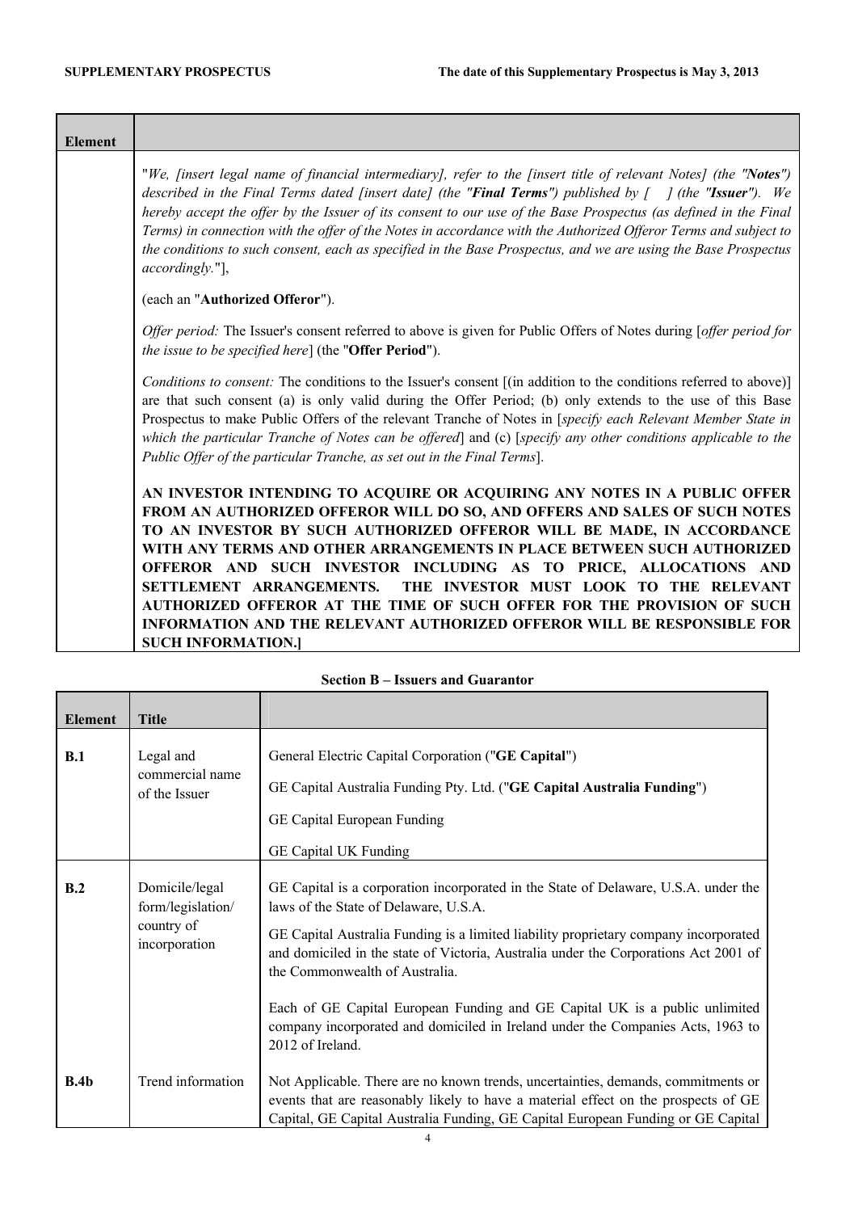| Element | |
|---|---|
| | "*We, [insert legal name of financial intermediary], refer to the [insert title of relevant Notes] (the "**Notes**") described in the Final Terms dated [insert date] (the "**Final Terms**") published by [ ] (the "**Issuer**"). We hereby accept the offer by the Issuer of its consent to our use of the Base Prospectus (as defined in the Final Terms) in connection with the offer of the Notes in accordance with the Authorized Offeror Terms and subject to the conditions to such consent, each as specified in the Base Prospectus, and we are using the Base Prospectus accordingly.*"],<br><br>(each an "**Authorized Offeror**").<br><br>*Offer period:* The Issuer's consent referred to above is given for Public Offers of Notes during [*offer period for the issue to be specified here*] (the "**Offer Period**").<br><br>*Conditions to consent:* The conditions to the Issuer's consent [(in addition to the conditions referred to above)] are that such consent (a) is only valid during the Offer Period; (b) only extends to the use of this Base Prospectus to make Public Offers of the relevant Tranche of Notes in [*specify each Relevant Member State in which the particular Tranche of Notes can be offered*] and (c) [*specify any other conditions applicable to the Public Offer of the particular Tranche, as set out in the Final Terms*].<br><br>**AN INVESTOR INTENDING TO ACQUIRE OR ACQUIRING ANY NOTES IN A PUBLIC OFFER FROM AN AUTHORIZED OFFEROR WILL DO SO, AND OFFERS AND SALES OF SUCH NOTES TO AN INVESTOR BY SUCH AUTHORIZED OFFEROR WILL BE MADE, IN ACCORDANCE WITH ANY TERMS AND OTHER ARRANGEMENTS IN PLACE BETWEEN SUCH AUTHORIZED OFFEROR AND SUCH INVESTOR INCLUDING AS TO PRICE, ALLOCATIONS AND SETTLEMENT ARRANGEMENTS. THE INVESTOR MUST LOOK TO THE RELEVANT AUTHORIZED OFFEROR AT THE TIME OF SUCH OFFER FOR THE PROVISION OF SUCH INFORMATION AND THE RELEVANT AUTHORIZED OFFEROR WILL BE RESPONSIBLE FOR SUCH INFORMATION.]** |

**Section B – Issuers and Guarantor**

| Element | Title | |
|---|---|---|
| **B.1** | Legal and commercial name of the Issuer | General Electric Capital Corporation ("**GE Capital**")<br><br>GE Capital Australia Funding Pty. Ltd. ("**GE Capital Australia Funding**")<br><br>GE Capital European Funding<br><br>GE Capital UK Funding |
| **B.2** | Domicile/legal form/legislation/ country of incorporation | GE Capital is a corporation incorporated in the State of Delaware, U.S.A. under the laws of the State of Delaware, U.S.A.<br><br>GE Capital Australia Funding is a limited liability proprietary company incorporated and domiciled in the state of Victoria, Australia under the Corporations Act 2001 of the Commonwealth of Australia.<br><br>Each of GE Capital European Funding and GE Capital UK is a public unlimited company incorporated and domiciled in Ireland under the Companies Acts, 1963 to 2012 of Ireland. |
| **B.4b** | Trend information | Not Applicable. There are no known trends, uncertainties, demands, commitments or events that are reasonably likely to have a material effect on the prospects of GE Capital, GE Capital Australia Funding, GE Capital European Funding or GE Capital |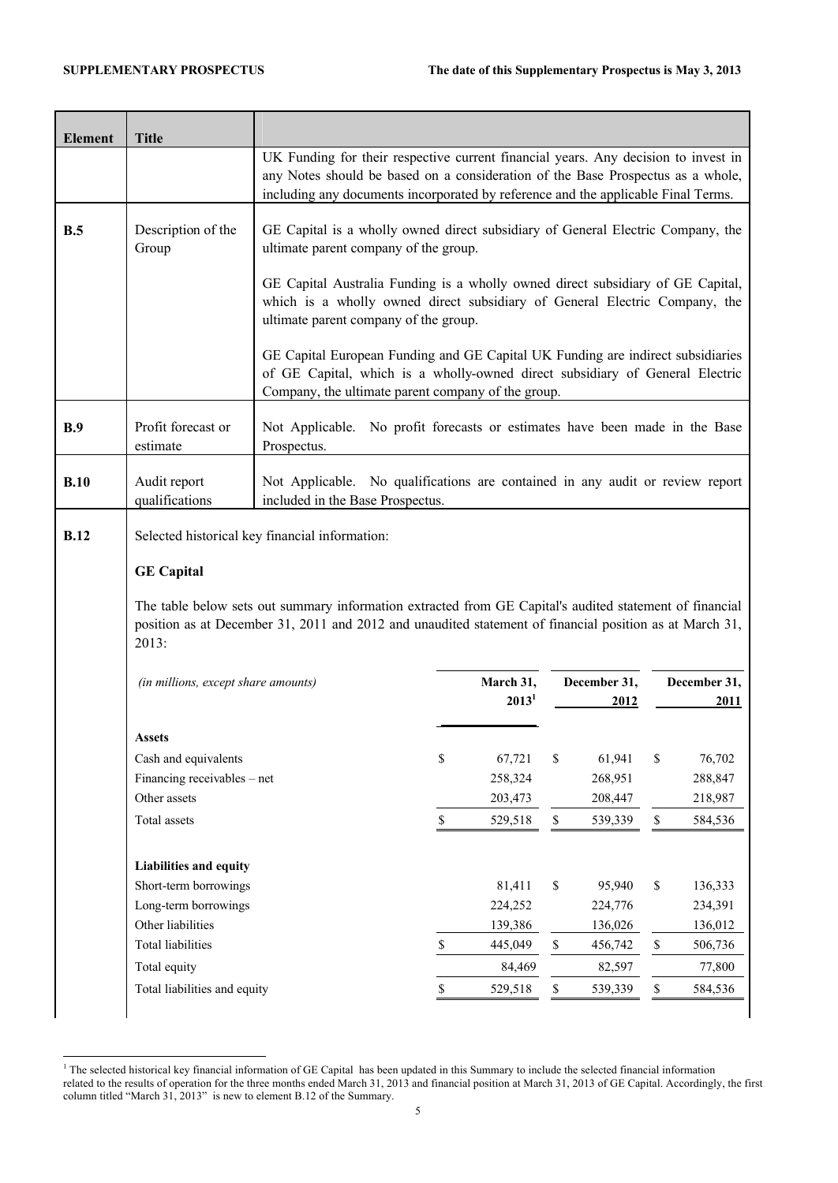| Element | Title | |
|---|---|---|
| | | UK Funding for their respective current financial years. Any decision to invest in any Notes should be based on a consideration of the Base Prospectus as a whole, including any documents incorporated by reference and the applicable Final Terms. |
| **B.5** | Description of the Group | GE Capital is a wholly owned direct subsidiary of General Electric Company, the ultimate parent company of the group.<br><br>GE Capital Australia Funding is a wholly owned direct subsidiary of GE Capital, which is a wholly owned direct subsidiary of General Electric Company, the ultimate parent company of the group.<br><br>GE Capital European Funding and GE Capital UK Funding are indirect subsidiaries of GE Capital, which is a wholly-owned direct subsidiary of General Electric Company, the ultimate parent company of the group. |
| **B.9** | Profit forecast or estimate | Not Applicable. No profit forecasts or estimates have been made in the Base Prospectus. |
| **B.10** | Audit report qualifications | Not Applicable. No qualifications are contained in any audit or review report included in the Base Prospectus. |

**B.12** Selected historical key financial information:

**GE Capital**

The table below sets out summary information extracted from GE Capital's audited statement of financial position as at December 31, 2011 and 2012 and unaudited statement of financial position as at March 31, 2013:

| *(in millions, except share amounts)* | March 31, 2013[1] | December 31, 2012 | December 31, 2011 |
|---|---|---|---|
| **Assets** | | | |
| Cash and equivalents | $ 67,721 | $ 61,941 | $ 76,702 |
| Financing receivables – net | 258,324 | 268,951 | 288,847 |
| Other assets | 203,473 | 208,447 | 218,987 |
| Total assets | $ 529,518 | $ 539,339 | $ 584,536 |
| **Liabilities and equity** | | | |
| Short-term borrowings | 81,411 | $ 95,940 | $ 136,333 |
| Long-term borrowings | 224,252 | 224,776 | 234,391 |
| Other liabilities | 139,386 | 136,026 | 136,012 |
| Total liabilities | $ 445,049 | $ 456,742 | $ 506,736 |
| Total equity | 84,469 | 82,597 | 77,800 |
| Total liabilities and equity | $ 529,518 | $ 539,339 | $ 584,536 |

[1] The selected historical key financial information of GE Capital has been updated in this Summary to include the selected financial information related to the results of operation for the three months ended March 31, 2013 and financial position at March 31, 2013 of GE Capital. Accordingly, the first column titled "March 31, 2013" is new to element B.12 of the Summary.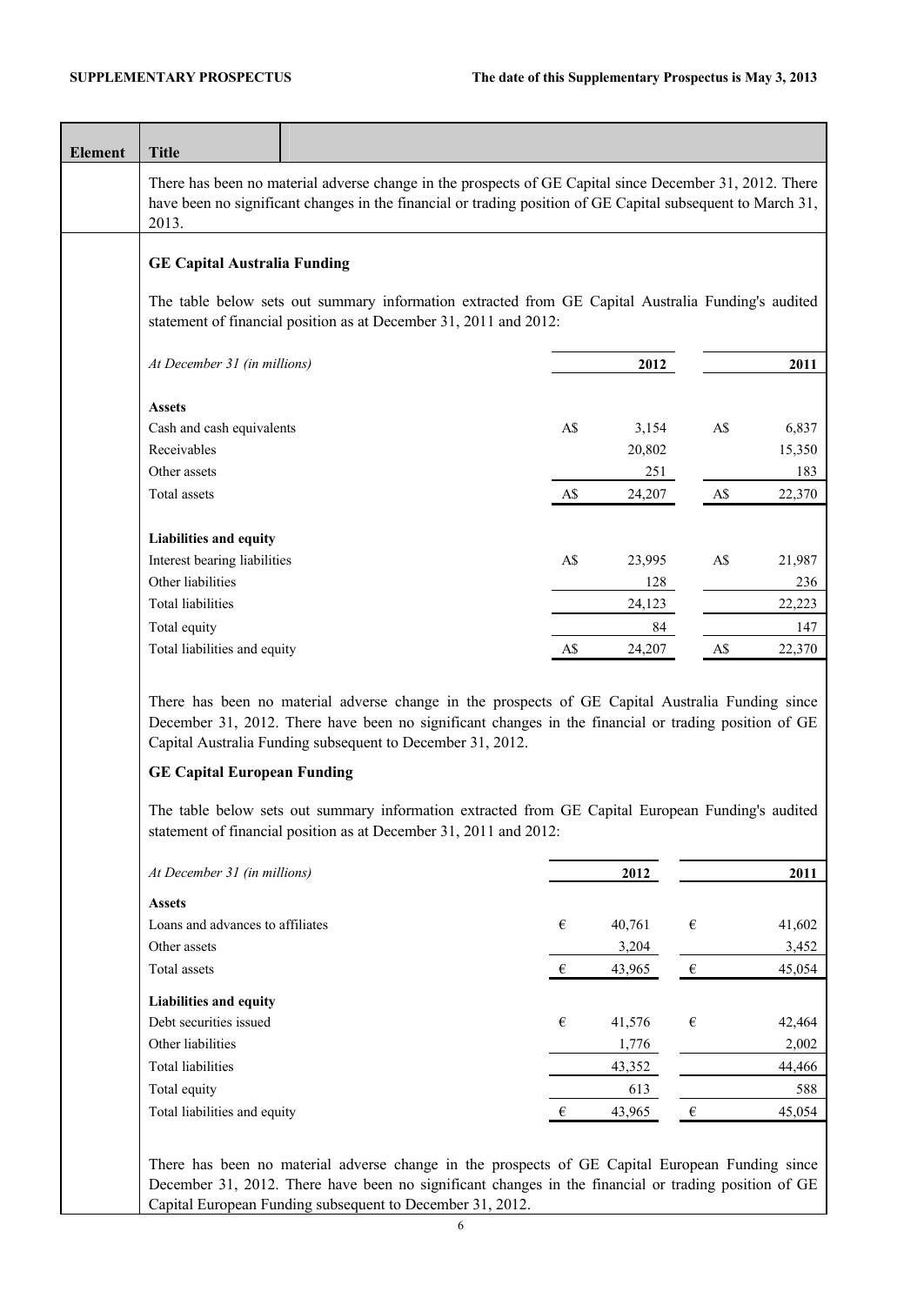| Element | Title | |
|---|---|---|

There has been no material adverse change in the prospects of GE Capital since December 31, 2012. There have been no significant changes in the financial or trading position of GE Capital subsequent to March 31, 2013.

**GE Capital Australia Funding**

The table below sets out summary information extracted from GE Capital Australia Funding's audited statement of financial position as at December 31, 2011 and 2012:

| *At December 31 (in millions)* | | 2012 | | 2011 |
|---|---|---|---|---|
| **Assets** | | | | |
| Cash and cash equivalents | A$ | 3,154 | A$ | 6,837 |
| Receivables | | 20,802 | | 15,350 |
| Other assets | | 251 | | 183 |
| Total assets | A$ | 24,207 | A$ | 22,370 |
| **Liabilities and equity** | | | | |
| Interest bearing liabilities | A$ | 23,995 | A$ | 21,987 |
| Other liabilities | | 128 | | 236 |
| Total liabilities | | 24,123 | | 22,223 |
| Total equity | | 84 | | 147 |
| Total liabilities and equity | A$ | 24,207 | A$ | 22,370 |

There has been no material adverse change in the prospects of GE Capital Australia Funding since December 31, 2012. There have been no significant changes in the financial or trading position of GE Capital Australia Funding subsequent to December 31, 2012.

**GE Capital European Funding**

The table below sets out summary information extracted from GE Capital European Funding's audited statement of financial position as at December 31, 2011 and 2012:

| *At December 31 (in millions)* | | 2012 | | 2011 |
|---|---|---|---|---|
| **Assets** | | | | |
| Loans and advances to affiliates | € | 40,761 | € | 41,602 |
| Other assets | | 3,204 | | 3,452 |
| Total assets | € | 43,965 | € | 45,054 |
| **Liabilities and equity** | | | | |
| Debt securities issued | € | 41,576 | € | 42,464 |
| Other liabilities | | 1,776 | | 2,002 |
| Total liabilities | | 43,352 | | 44,466 |
| Total equity | | 613 | | 588 |
| Total liabilities and equity | € | 43,965 | € | 45,054 |

There has been no material adverse change in the prospects of GE Capital European Funding since December 31, 2012. There have been no significant changes in the financial or trading position of GE Capital European Funding subsequent to December 31, 2012.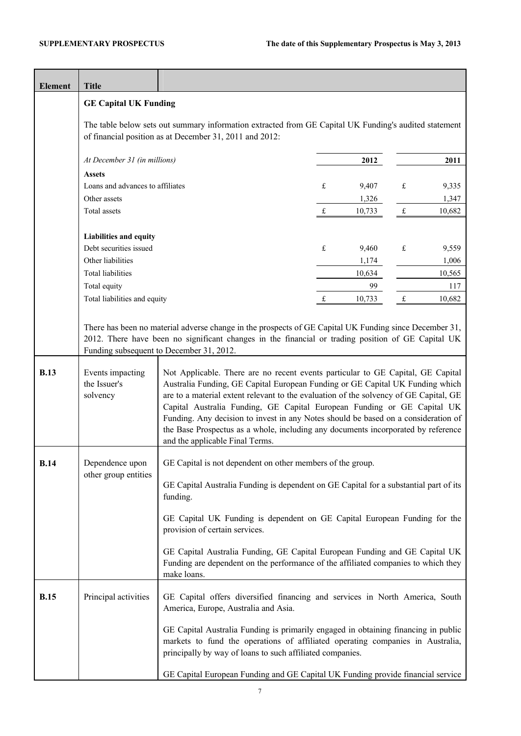| Element | Title | |
|---|---|---|
| | **GE Capital UK Funding** | |

The table below sets out summary information extracted from GE Capital UK Funding's audited statement of financial position as at December 31, 2011 and 2012:

| *At December 31 (in millions)* | | 2012 | | 2011 |
|---|---|---|---|---|
| **Assets** | | | | |
| Loans and advances to affiliates | £ | 9,407 | £ | 9,335 |
| Other assets | | 1,326 | | 1,347 |
| Total assets | £ | 10,733 | £ | 10,682 |
| **Liabilities and equity** | | | | |
| Debt securities issued | £ | 9,460 | £ | 9,559 |
| Other liabilities | | 1,174 | | 1,006 |
| Total liabilities | | 10,634 | | 10,565 |
| Total equity | | 99 | | 117 |
| Total liabilities and equity | £ | 10,733 | £ | 10,682 |

There has been no material adverse change in the prospects of GE Capital UK Funding since December 31, 2012. There have been no significant changes in the financial or trading position of GE Capital UK Funding subsequent to December 31, 2012.

| Element | Title | |
|---|---|---|
| **B.13** | Events impacting the Issuer's solvency | Not Applicable. There are no recent events particular to GE Capital, GE Capital Australia Funding, GE Capital European Funding or GE Capital UK Funding which are to a material extent relevant to the evaluation of the solvency of GE Capital, GE Capital Australia Funding, GE Capital European Funding or GE Capital UK Funding. Any decision to invest in any Notes should be based on a consideration of the Base Prospectus as a whole, including any documents incorporated by reference and the applicable Final Terms. |
| **B.14** | Dependence upon other group entities | GE Capital is not dependent on other members of the group.<br><br>GE Capital Australia Funding is dependent on GE Capital for a substantial part of its funding.<br><br>GE Capital UK Funding is dependent on GE Capital European Funding for the provision of certain services.<br><br>GE Capital Australia Funding, GE Capital European Funding and GE Capital UK Funding are dependent on the performance of the affiliated companies to which they make loans. |
| **B.15** | Principal activities | GE Capital offers diversified financing and services in North America, South America, Europe, Australia and Asia.<br><br>GE Capital Australia Funding is primarily engaged in obtaining financing in public markets to fund the operations of affiliated operating companies in Australia, principally by way of loans to such affiliated companies.<br><br>GE Capital European Funding and GE Capital UK Funding provide financial service |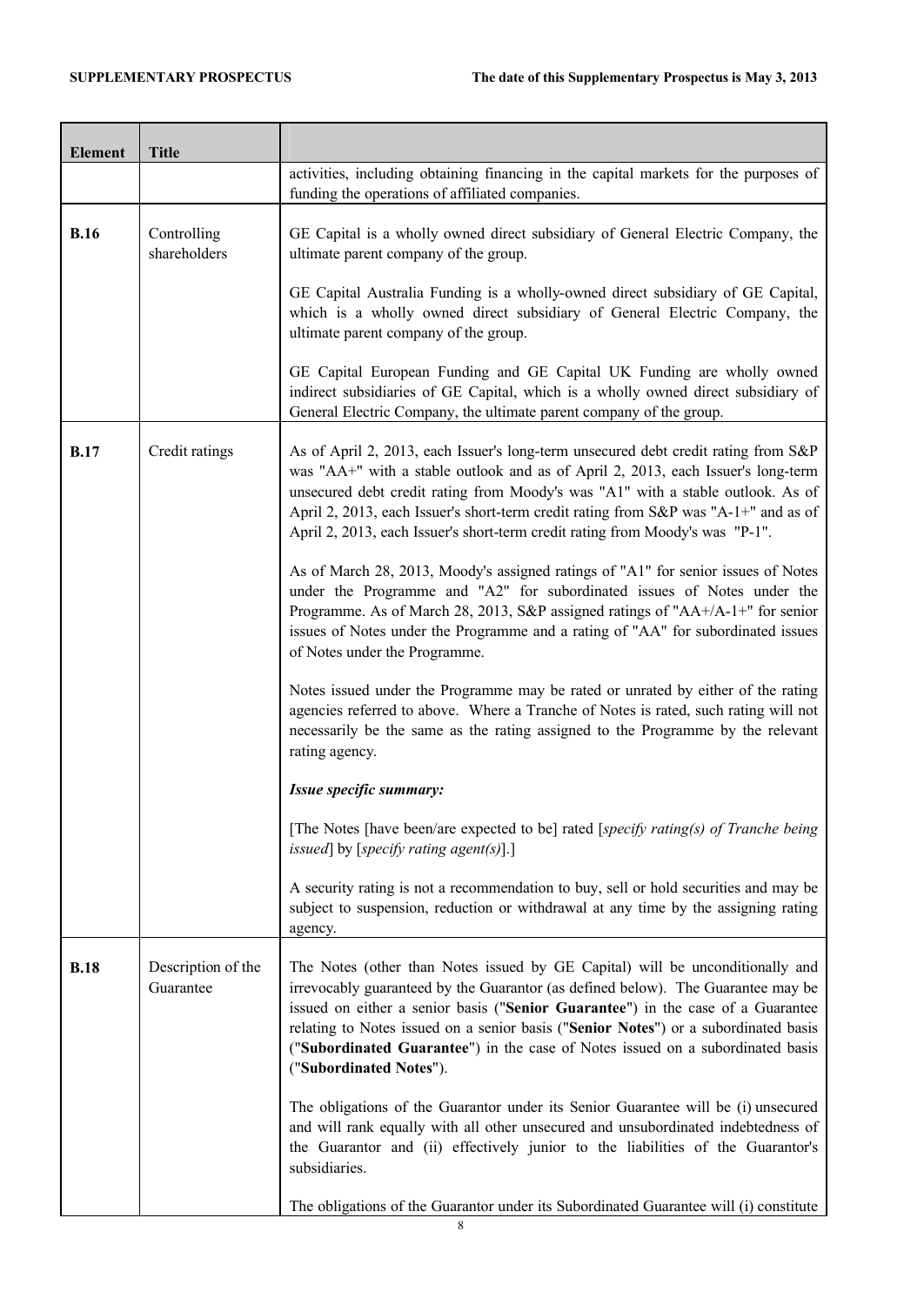| Element | Title | |
|---|---|---|
| | | activities, including obtaining financing in the capital markets for the purposes of funding the operations of affiliated companies. |
| **B.16** | Controlling shareholders | GE Capital is a wholly owned direct subsidiary of General Electric Company, the ultimate parent company of the group.<br><br>GE Capital Australia Funding is a wholly-owned direct subsidiary of GE Capital, which is a wholly owned direct subsidiary of General Electric Company, the ultimate parent company of the group.<br><br>GE Capital European Funding and GE Capital UK Funding are wholly owned indirect subsidiaries of GE Capital, which is a wholly owned direct subsidiary of General Electric Company, the ultimate parent company of the group. |
| **B.17** | Credit ratings | As of April 2, 2013, each Issuer's long-term unsecured debt credit rating from S&P was "AA+" with a stable outlook and as of April 2, 2013, each Issuer's long-term unsecured debt credit rating from Moody's was "A1" with a stable outlook. As of April 2, 2013, each Issuer's short-term credit rating from S&P was "A-1+" and as of April 2, 2013, each Issuer's short-term credit rating from Moody's was "P-1".<br><br>As of March 28, 2013, Moody's assigned ratings of "A1" for senior issues of Notes under the Programme and "A2" for subordinated issues of Notes under the Programme. As of March 28, 2013, S&P assigned ratings of "AA+/A-1+" for senior issues of Notes under the Programme and a rating of "AA" for subordinated issues of Notes under the Programme.<br><br>Notes issued under the Programme may be rated or unrated by either of the rating agencies referred to above. Where a Tranche of Notes is rated, such rating will not necessarily be the same as the rating assigned to the Programme by the relevant rating agency.<br><br>***Issue specific summary:***<br><br>[The Notes [have been/are expected to be] rated [*specify rating(s) of Tranche being issued*] by [*specify rating agent(s)*].]<br><br>A security rating is not a recommendation to buy, sell or hold securities and may be subject to suspension, reduction or withdrawal at any time by the assigning rating agency. |
| **B.18** | Description of the Guarantee | The Notes (other than Notes issued by GE Capital) will be unconditionally and irrevocably guaranteed by the Guarantor (as defined below). The Guarantee may be issued on either a senior basis ("**Senior Guarantee**") in the case of a Guarantee relating to Notes issued on a senior basis ("**Senior Notes**") or a subordinated basis ("**Subordinated Guarantee**") in the case of Notes issued on a subordinated basis ("**Subordinated Notes**").<br><br>The obligations of the Guarantor under its Senior Guarantee will be (i) unsecured and will rank equally with all other unsecured and unsubordinated indebtedness of the Guarantor and (ii) effectively junior to the liabilities of the Guarantor's subsidiaries.<br><br>The obligations of the Guarantor under its Subordinated Guarantee will (i) constitute |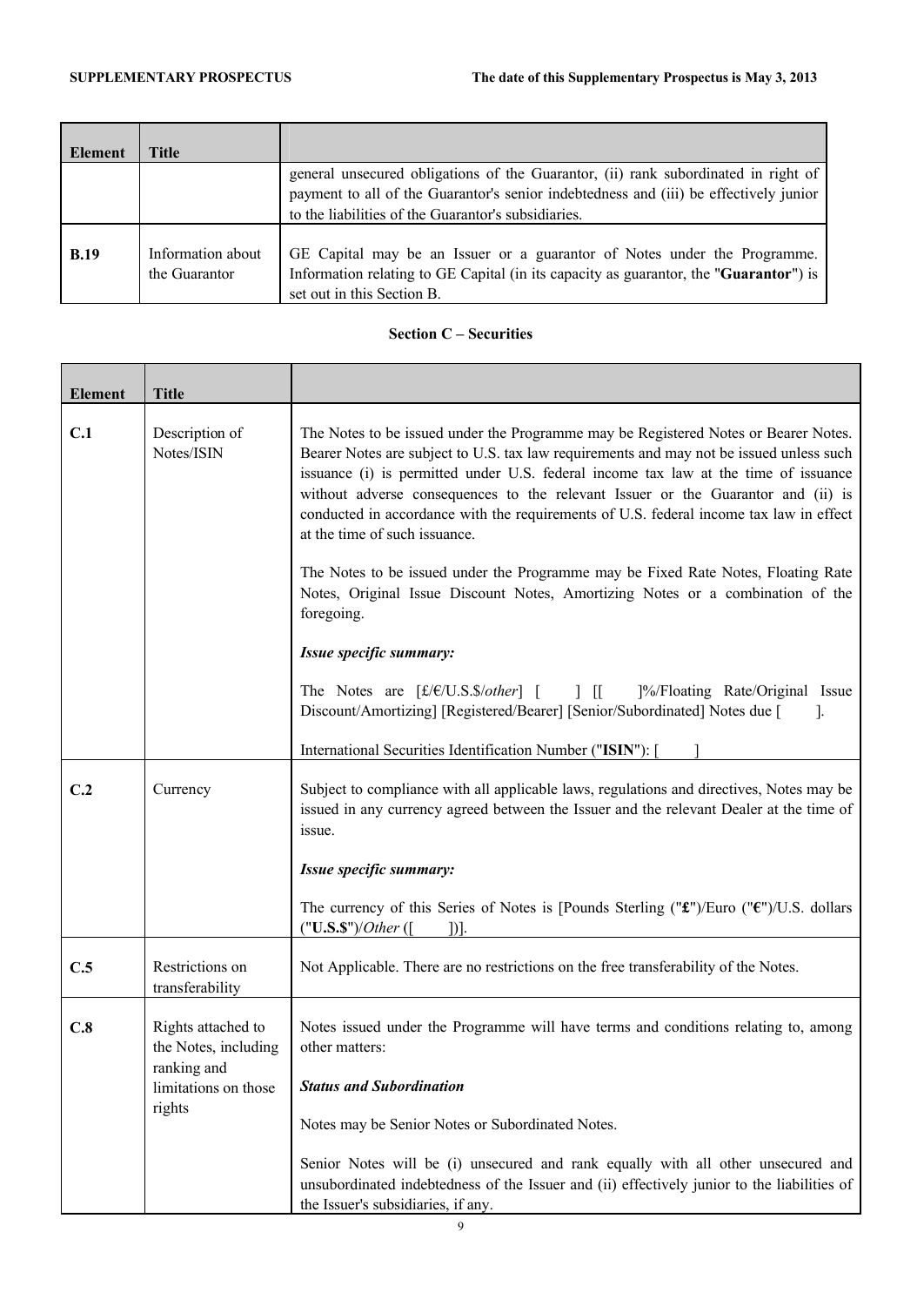| Element | Title | |
|---|---|---|
| | | general unsecured obligations of the Guarantor, (ii) rank subordinated in right of payment to all of the Guarantor's senior indebtedness and (iii) be effectively junior to the liabilities of the Guarantor's subsidiaries. |
| **B.19** | Information about the Guarantor | GE Capital may be an Issuer or a guarantor of Notes under the Programme. Information relating to GE Capital (in its capacity as guarantor, the "**Guarantor**") is set out in this Section B. |

**Section C – Securities**

| Element | Title | |
|---|---|---|
| **C.1** | Description of Notes/ISIN | The Notes to be issued under the Programme may be Registered Notes or Bearer Notes. Bearer Notes are subject to U.S. tax law requirements and may not be issued unless such issuance (i) is permitted under U.S. federal income tax law at the time of issuance without adverse consequences to the relevant Issuer or the Guarantor and (ii) is conducted in accordance with the requirements of U.S. federal income tax law in effect at the time of such issuance.<br><br>The Notes to be issued under the Programme may be Fixed Rate Notes, Floating Rate Notes, Original Issue Discount Notes, Amortizing Notes or a combination of the foregoing.<br><br>***Issue specific summary:***<br><br>The Notes are [£/€/U.S.$/*other*] [ ] [[ ]%/Floating Rate/Original Issue Discount/Amortizing] [Registered/Bearer] [Senior/Subordinated] Notes due [ ].<br><br>International Securities Identification Number ("**ISIN**"): [ ] |
| **C.2** | Currency | Subject to compliance with all applicable laws, regulations and directives, Notes may be issued in any currency agreed between the Issuer and the relevant Dealer at the time of issue.<br><br>***Issue specific summary:***<br><br>The currency of this Series of Notes is [Pounds Sterling ("**£**")/Euro ("**€**")/U.S. dollars ("**U.S.$**")/*Other* ([ ])]. |
| **C.5** | Restrictions on transferability | Not Applicable. There are no restrictions on the free transferability of the Notes. |
| **C.8** | Rights attached to the Notes, including ranking and limitations on those rights | Notes issued under the Programme will have terms and conditions relating to, among other matters:<br><br>***Status and Subordination***<br><br>Notes may be Senior Notes or Subordinated Notes.<br><br>Senior Notes will be (i) unsecured and rank equally with all other unsecured and unsubordinated indebtedness of the Issuer and (ii) effectively junior to the liabilities of the Issuer's subsidiaries, if any. |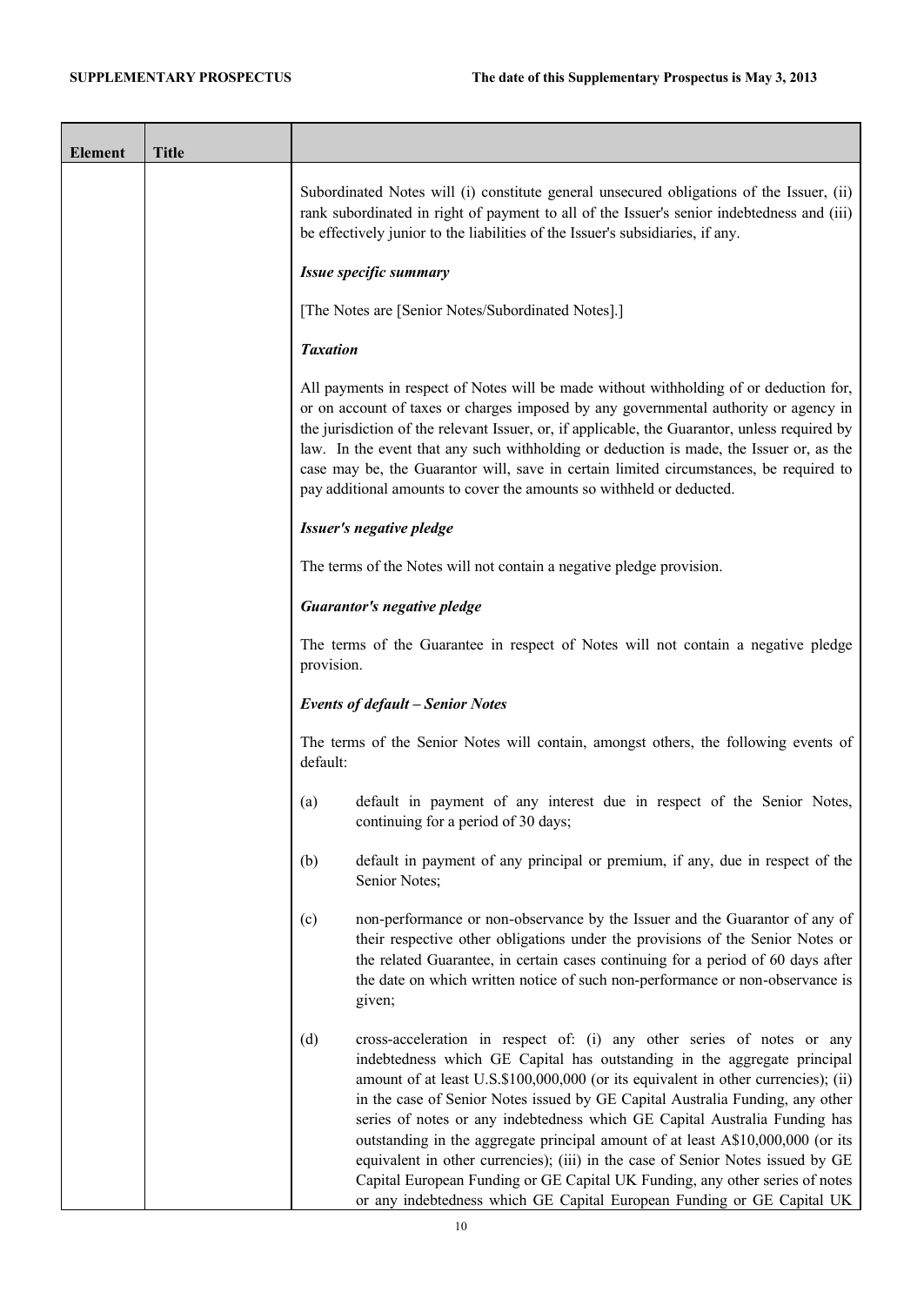| Element | Title | |
|---|---|---|
| | | Subordinated Notes will (i) constitute general unsecured obligations of the Issuer, (ii) rank subordinated in right of payment to all of the Issuer's senior indebtedness and (iii) be effectively junior to the liabilities of the Issuer's subsidiaries, if any.<br><br>***Issue specific summary***<br><br>[The Notes are [Senior Notes/Subordinated Notes].]<br><br>***Taxation***<br><br>All payments in respect of Notes will be made without withholding of or deduction for, or on account of taxes or charges imposed by any governmental authority or agency in the jurisdiction of the relevant Issuer, or, if applicable, the Guarantor, unless required by law. In the event that any such withholding or deduction is made, the Issuer or, as the case may be, the Guarantor will, save in certain limited circumstances, be required to pay additional amounts to cover the amounts so withheld or deducted.<br><br>***Issuer's negative pledge***<br><br>The terms of the Notes will not contain a negative pledge provision.<br><br>***Guarantor's negative pledge***<br><br>The terms of the Guarantee in respect of Notes will not contain a negative pledge provision.<br><br>***Events of default – Senior Notes***<br><br>The terms of the Senior Notes will contain, amongst others, the following events of default:<br><br>(a) default in payment of any interest due in respect of the Senior Notes, continuing for a period of 30 days;<br><br>(b) default in payment of any principal or premium, if any, due in respect of the Senior Notes;<br><br>(c) non-performance or non-observance by the Issuer and the Guarantor of any of their respective other obligations under the provisions of the Senior Notes or the related Guarantee, in certain cases continuing for a period of 60 days after the date on which written notice of such non-performance or non-observance is given;<br><br>(d) cross-acceleration in respect of: (i) any other series of notes or any indebtedness which GE Capital has outstanding in the aggregate principal amount of at least U.S.$100,000,000 (or its equivalent in other currencies); (ii) in the case of Senior Notes issued by GE Capital Australia Funding, any other series of notes or any indebtedness which GE Capital Australia Funding has outstanding in the aggregate principal amount of at least A$10,000,000 (or its equivalent in other currencies); (iii) in the case of Senior Notes issued by GE Capital European Funding or GE Capital UK Funding, any other series of notes or any indebtedness which GE Capital European Funding or GE Capital UK |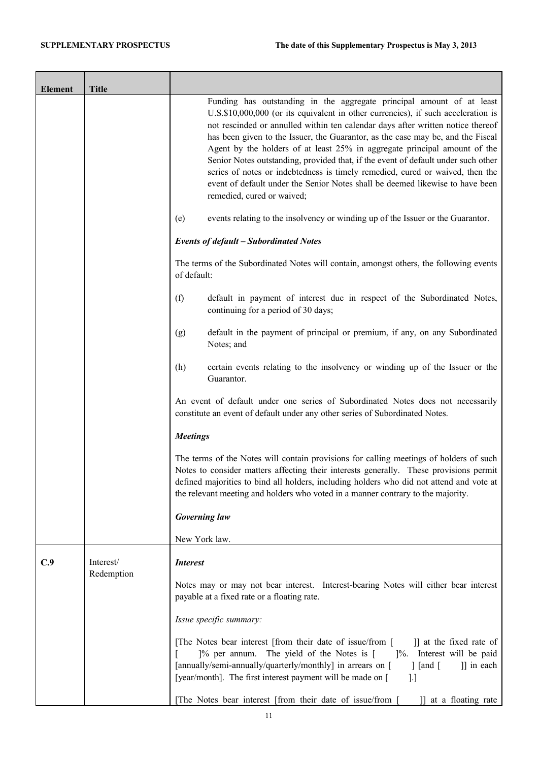| Element | Title | |
|---|---|---|
| | | Funding has outstanding in the aggregate principal amount of at least U.S.$10,000,000 (or its equivalent in other currencies), if such acceleration is not rescinded or annulled within ten calendar days after written notice thereof has been given to the Issuer, the Guarantor, as the case may be, and the Fiscal Agent by the holders of at least 25% in aggregate principal amount of the Senior Notes outstanding, provided that, if the event of default under such other series of notes or indebtedness is timely remedied, cured or waived, then the event of default under the Senior Notes shall be deemed likewise to have been remedied, cured or waived;<br><br>(e) events relating to the insolvency or winding up of the Issuer or the Guarantor.<br><br>***Events of default – Subordinated Notes***<br><br>The terms of the Subordinated Notes will contain, amongst others, the following events of default:<br><br>(f) default in payment of interest due in respect of the Subordinated Notes, continuing for a period of 30 days;<br><br>(g) default in the payment of principal or premium, if any, on any Subordinated Notes; and<br><br>(h) certain events relating to the insolvency or winding up of the Issuer or the Guarantor.<br><br>An event of default under one series of Subordinated Notes does not necessarily constitute an event of default under any other series of Subordinated Notes.<br><br>***Meetings***<br><br>The terms of the Notes will contain provisions for calling meetings of holders of such Notes to consider matters affecting their interests generally. These provisions permit defined majorities to bind all holders, including holders who did not attend and vote at the relevant meeting and holders who voted in a manner contrary to the majority.<br><br>***Governing law***<br><br>New York law. |
| **C.9** | Interest/ Redemption | ***Interest***<br><br>Notes may or may not bear interest. Interest-bearing Notes will either bear interest payable at a fixed rate or a floating rate.<br><br>*Issue specific summary:*<br><br>[The Notes bear interest [from their date of issue/from [ ]] at the fixed rate of [ ]% per annum. The yield of the Notes is [ ]%. Interest will be paid [annually/semi-annually/quarterly/monthly] in arrears on [ ] [and [ ]] in each [year/month]. The first interest payment will be made on [ ].]<br><br>[The Notes bear interest [from their date of issue/from [ ]] at a floating rate |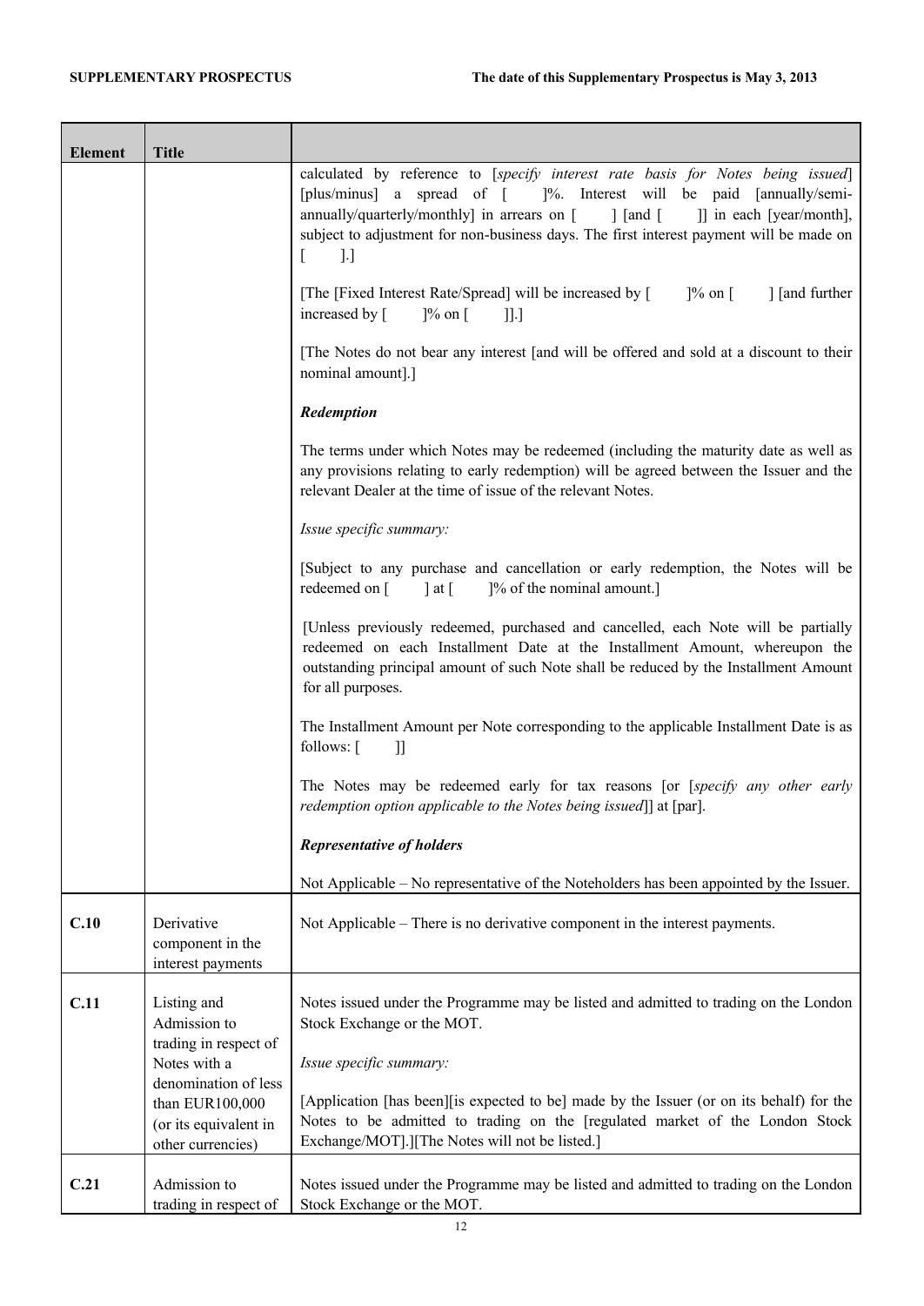| Element | Title | |
|---|---|---|
| | | calculated by reference to [*specify interest rate basis for Notes being issued*] [plus/minus] a spread of [ ]%. Interest will be paid [annually/semi-annually/quarterly/monthly] in arrears on [ ] [and [ ]] in each [year/month], subject to adjustment for non-business days. The first interest payment will be made on [ ].]<br><br>[The [Fixed Interest Rate/Spread] will be increased by [ ]% on [ ] [and further increased by [ ]% on [ ]].]<br><br>[The Notes do not bear any interest [and will be offered and sold at a discount to their nominal amount].]<br><br>***Redemption***<br><br>The terms under which Notes may be redeemed (including the maturity date as well as any provisions relating to early redemption) will be agreed between the Issuer and the relevant Dealer at the time of issue of the relevant Notes.<br><br>*Issue specific summary:*<br><br>[Subject to any purchase and cancellation or early redemption, the Notes will be redeemed on [ ] at [ ]% of the nominal amount.]<br><br>[Unless previously redeemed, purchased and cancelled, each Note will be partially redeemed on each Installment Date at the Installment Amount, whereupon the outstanding principal amount of such Note shall be reduced by the Installment Amount for all purposes.<br><br>The Installment Amount per Note corresponding to the applicable Installment Date is as follows: [ ]]<br><br>The Notes may be redeemed early for tax reasons [or [*specify any other early redemption option applicable to the Notes being issued*]] at [par].<br><br>***Representative of holders***<br><br>Not Applicable – No representative of the Noteholders has been appointed by the Issuer. |
| **C.10** | Derivative component in the interest payments | Not Applicable – There is no derivative component in the interest payments. |
| **C.11** | Listing and Admission to trading in respect of Notes with a denomination of less than EUR100,000 (or its equivalent in other currencies) | Notes issued under the Programme may be listed and admitted to trading on the London Stock Exchange or the MOT.<br><br>*Issue specific summary:*<br><br>[Application [has been][is expected to be] made by the Issuer (or on its behalf) for the Notes to be admitted to trading on the [regulated market of the London Stock Exchange/MOT].][The Notes will not be listed.] |
| **C.21** | Admission to trading in respect of | Notes issued under the Programme may be listed and admitted to trading on the London Stock Exchange or the MOT. |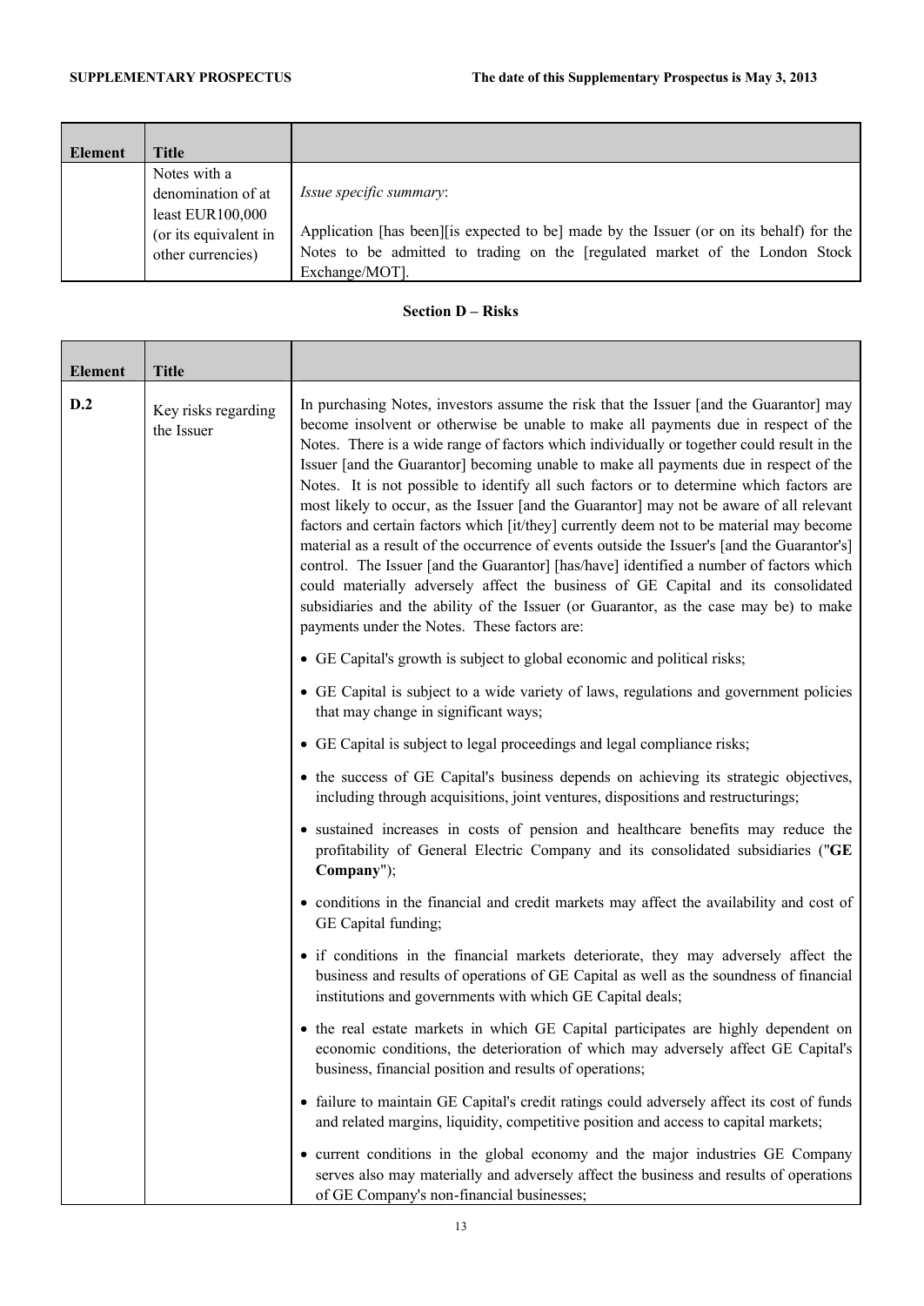| Element | Title | |
|---|---|---|
| | Notes with a denomination of at least EUR100,000 (or its equivalent in other currencies) | *Issue specific summary*:<br><br>Application [has been][is expected to be] made by the Issuer (or on its behalf) for the Notes to be admitted to trading on the [regulated market of the London Stock Exchange/MOT]. |

**Section D – Risks**

| Element | Title | |
|---|---|---|
| **D.2** | Key risks regarding the Issuer | In purchasing Notes, investors assume the risk that the Issuer [and the Guarantor] may become insolvent or otherwise be unable to make all payments due in respect of the Notes. There is a wide range of factors which individually or together could result in the Issuer [and the Guarantor] becoming unable to make all payments due in respect of the Notes. It is not possible to identify all such factors or to determine which factors are most likely to occur, as the Issuer [and the Guarantor] may not be aware of all relevant factors and certain factors which [it/they] currently deem not to be material may become material as a result of the occurrence of events outside the Issuer's [and the Guarantor's] control. The Issuer [and the Guarantor] [has/have] identified a number of factors which could materially adversely affect the business of GE Capital and its consolidated subsidiaries and the ability of the Issuer (or Guarantor, as the case may be) to make payments under the Notes. These factors are:<br><br>• GE Capital's growth is subject to global economic and political risks;<br><br>• GE Capital is subject to a wide variety of laws, regulations and government policies that may change in significant ways;<br><br>• GE Capital is subject to legal proceedings and legal compliance risks;<br><br>• the success of GE Capital's business depends on achieving its strategic objectives, including through acquisitions, joint ventures, dispositions and restructurings;<br><br>• sustained increases in costs of pension and healthcare benefits may reduce the profitability of General Electric Company and its consolidated subsidiaries ("**GE Company**");<br><br>• conditions in the financial and credit markets may affect the availability and cost of GE Capital funding;<br><br>• if conditions in the financial markets deteriorate, they may adversely affect the business and results of operations of GE Capital as well as the soundness of financial institutions and governments with which GE Capital deals;<br><br>• the real estate markets in which GE Capital participates are highly dependent on economic conditions, the deterioration of which may adversely affect GE Capital's business, financial position and results of operations;<br><br>• failure to maintain GE Capital's credit ratings could adversely affect its cost of funds and related margins, liquidity, competitive position and access to capital markets;<br><br>• current conditions in the global economy and the major industries GE Company serves also may materially and adversely affect the business and results of operations of GE Company's non-financial businesses; |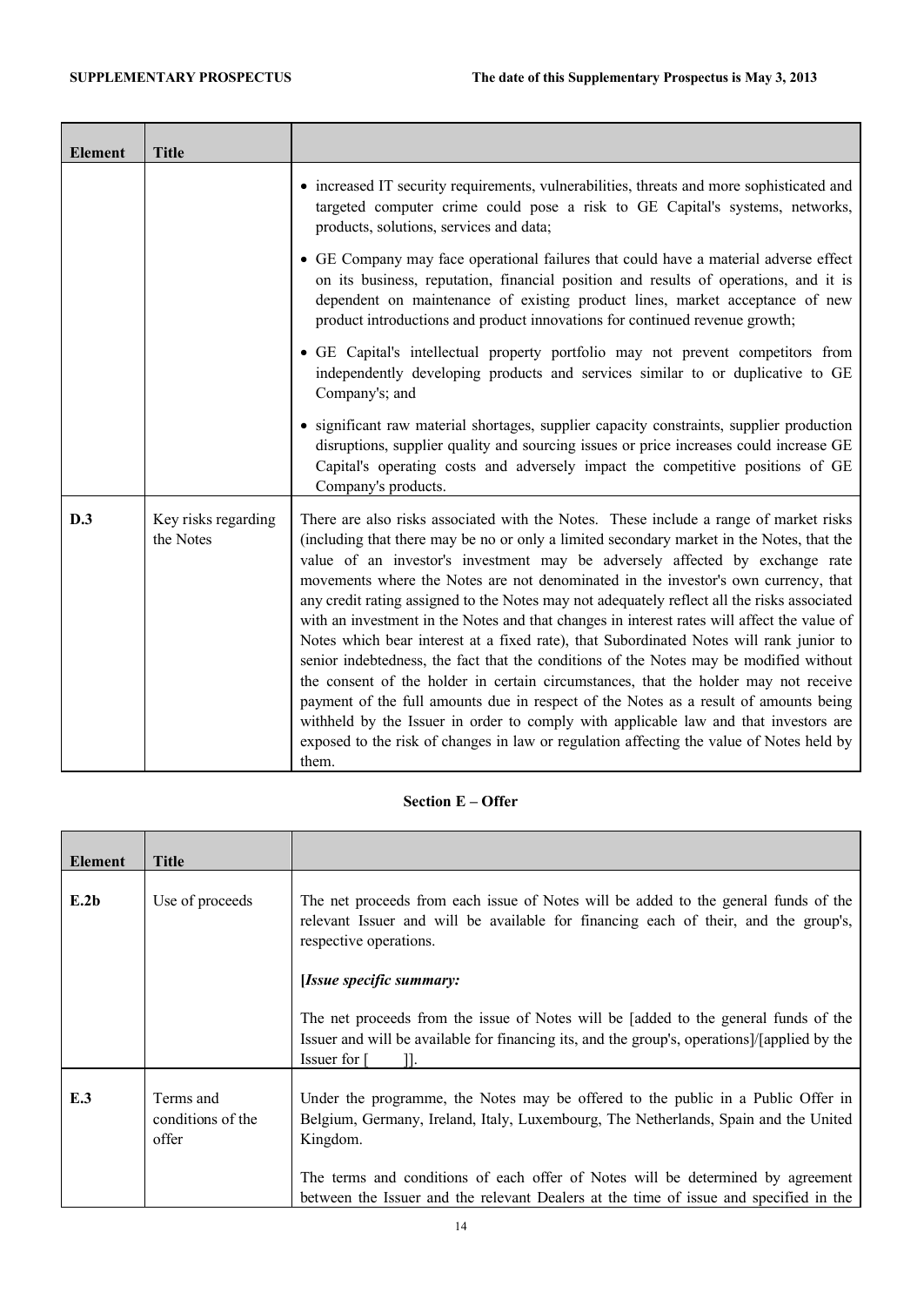| Element | Title | |
|---|---|---|
| | | • increased IT security requirements, vulnerabilities, threats and more sophisticated and targeted computer crime could pose a risk to GE Capital's systems, networks, products, solutions, services and data;<br><br>• GE Company may face operational failures that could have a material adverse effect on its business, reputation, financial position and results of operations, and it is dependent on maintenance of existing product lines, market acceptance of new product introductions and product innovations for continued revenue growth;<br><br>• GE Capital's intellectual property portfolio may not prevent competitors from independently developing products and services similar to or duplicative to GE Company's; and<br><br>• significant raw material shortages, supplier capacity constraints, supplier production disruptions, supplier quality and sourcing issues or price increases could increase GE Capital's operating costs and adversely impact the competitive positions of GE Company's products. |
| **D.3** | Key risks regarding the Notes | There are also risks associated with the Notes. These include a range of market risks (including that there may be no or only a limited secondary market in the Notes, that the value of an investor's investment may be adversely affected by exchange rate movements where the Notes are not denominated in the investor's own currency, that any credit rating assigned to the Notes may not adequately reflect all the risks associated with an investment in the Notes and that changes in interest rates will affect the value of Notes which bear interest at a fixed rate), that Subordinated Notes will rank junior to senior indebtedness, the fact that the conditions of the Notes may be modified without the consent of the holder in certain circumstances, that the holder may not receive payment of the full amounts due in respect of the Notes as a result of amounts being withheld by the Issuer in order to comply with applicable law and that investors are exposed to the risk of changes in law or regulation affecting the value of Notes held by them. |

**Section E – Offer**

| Element | Title | |
|---|---|---|
| **E.2b** | Use of proceeds | The net proceeds from each issue of Notes will be added to the general funds of the relevant Issuer and will be available for financing each of their, and the group's, respective operations.<br><br>[*Issue specific summary:*<br><br>The net proceeds from the issue of Notes will be [added to the general funds of the Issuer and will be available for financing its, and the group's, operations]/[applied by the Issuer for [ ]]. |
| **E.3** | Terms and conditions of the offer | Under the programme, the Notes may be offered to the public in a Public Offer in Belgium, Germany, Ireland, Italy, Luxembourg, The Netherlands, Spain and the United Kingdom.<br><br>The terms and conditions of each offer of Notes will be determined by agreement between the Issuer and the relevant Dealers at the time of issue and specified in the |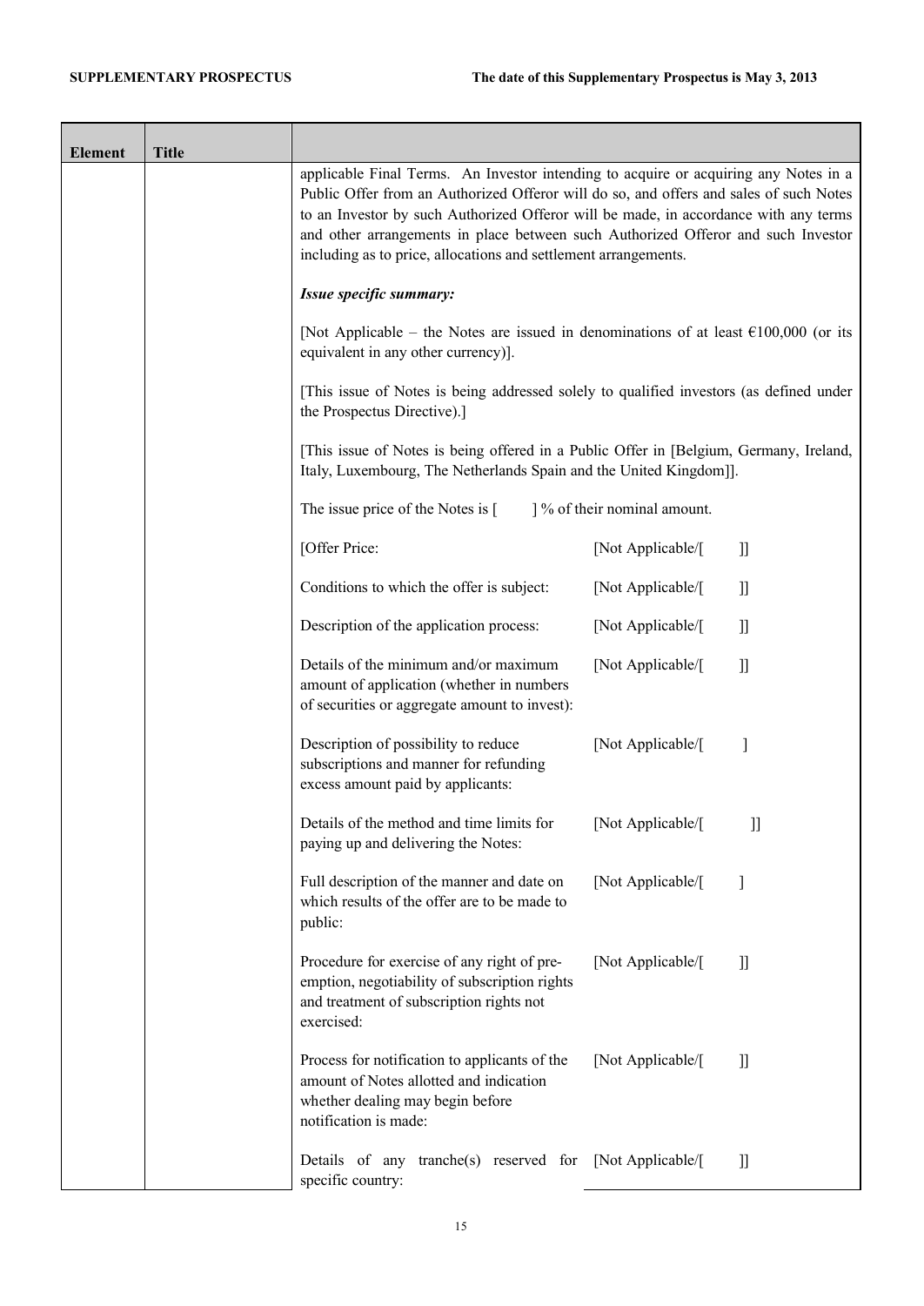| Element | Title | |
|---|---|---|
| | | applicable Final Terms. An Investor intending to acquire or acquiring any Notes in a Public Offer from an Authorized Offeror will do so, and offers and sales of such Notes to an Investor by such Authorized Offeror will be made, in accordance with any terms and other arrangements in place between such Authorized Offeror and such Investor including as to price, allocations and settlement arrangements.<br><br>***Issue specific summary:***<br><br>[Not Applicable – the Notes are issued in denominations of at least €100,000 (or its equivalent in any other currency)].<br><br>[This issue of Notes is being addressed solely to qualified investors (as defined under the Prospectus Directive).]<br><br>[This issue of Notes is being offered in a Public Offer in [Belgium, Germany, Ireland, Italy, Luxembourg, The Netherlands Spain and the United Kingdom]].<br><br>The issue price of the Notes is [ ] % of their nominal amount.<br><br>[Offer Price: [Not Applicable/[ ]]<br><br>Conditions to which the offer is subject: [Not Applicable/[ ]]<br><br>Description of the application process: [Not Applicable/[ ]]<br><br>Details of the minimum and/or maximum amount of application (whether in numbers of securities or aggregate amount to invest): [Not Applicable/[ ]]<br><br>Description of possibility to reduce subscriptions and manner for refunding excess amount paid by applicants: [Not Applicable/[ ]<br><br>Details of the method and time limits for paying up and delivering the Notes: [Not Applicable/[ ]]<br><br>Full description of the manner and date on which results of the offer are to be made to public: [Not Applicable/[ ]<br><br>Procedure for exercise of any right of pre-emption, negotiability of subscription rights and treatment of subscription rights not exercised: [Not Applicable/[ ]]<br><br>Process for notification to applicants of the amount of Notes allotted and indication whether dealing may begin before notification is made: [Not Applicable/[ ]]<br><br>Details of any tranche(s) reserved for specific country: [Not Applicable/[ ]] |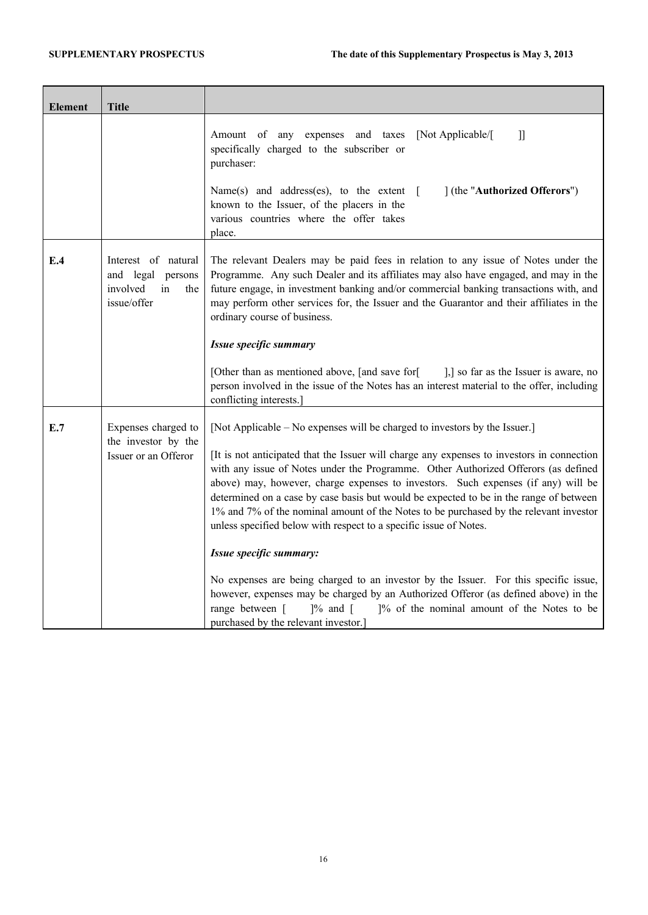| Element | Title | |
|---|---|---|
| | | Amount of any expenses and taxes specifically charged to the subscriber or purchaser: [Not Applicable/[ ]]<br><br>Name(s) and address(es), to the extent known to the Issuer, of the placers in the various countries where the offer takes place. [ ] (the "**Authorized Offerors**") |
| **E.4** | Interest of natural and legal persons involved in the issue/offer | The relevant Dealers may be paid fees in relation to any issue of Notes under the Programme. Any such Dealer and its affiliates may also have engaged, and may in the future engage, in investment banking and/or commercial banking transactions with, and may perform other services for, the Issuer and the Guarantor and their affiliates in the ordinary course of business.<br><br>***Issue specific summary***<br><br>[Other than as mentioned above, [and save for[ ],] so far as the Issuer is aware, no person involved in the issue of the Notes has an interest material to the offer, including conflicting interests.] |
| **E.7** | Expenses charged to the investor by the Issuer or an Offeror | [Not Applicable – No expenses will be charged to investors by the Issuer.]<br><br>[It is not anticipated that the Issuer will charge any expenses to investors in connection with any issue of Notes under the Programme. Other Authorized Offerors (as defined above) may, however, charge expenses to investors. Such expenses (if any) will be determined on a case by case basis but would be expected to be in the range of between 1% and 7% of the nominal amount of the Notes to be purchased by the relevant investor unless specified below with respect to a specific issue of Notes.<br><br>***Issue specific summary:***<br><br>No expenses are being charged to an investor by the Issuer. For this specific issue, however, expenses may be charged by an Authorized Offeror (as defined above) in the range between [ ]% and [ ]% of the nominal amount of the Notes to be purchased by the relevant investor.] |